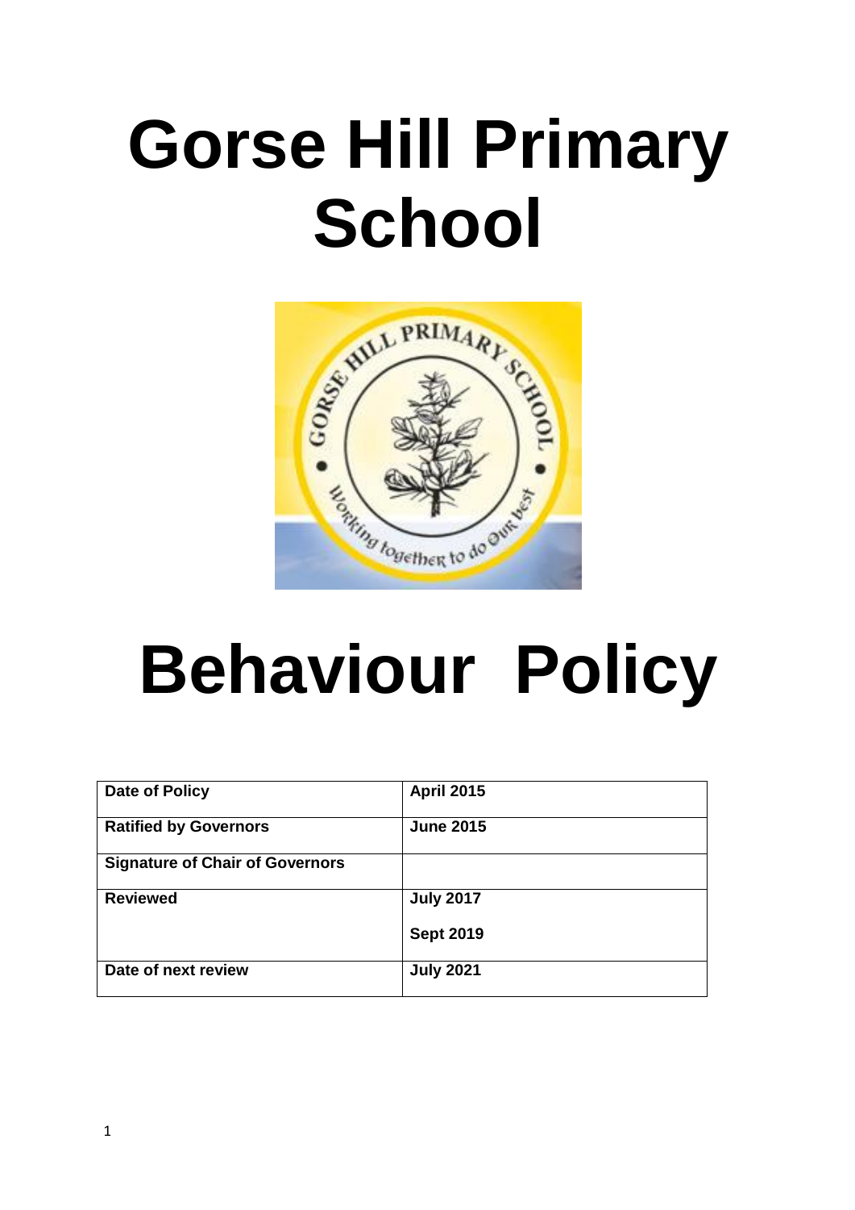# Gorse Hill Primary School

# Behaviour Policy

| Date of Policy | April 2015 |
| --- | --- |
| Ratified by Governors | June 2015 |
| Signature of Chair of Governors | |
| Reviewed | July 2017<br>Sept 2019 |
| Date of next review | July 2021 |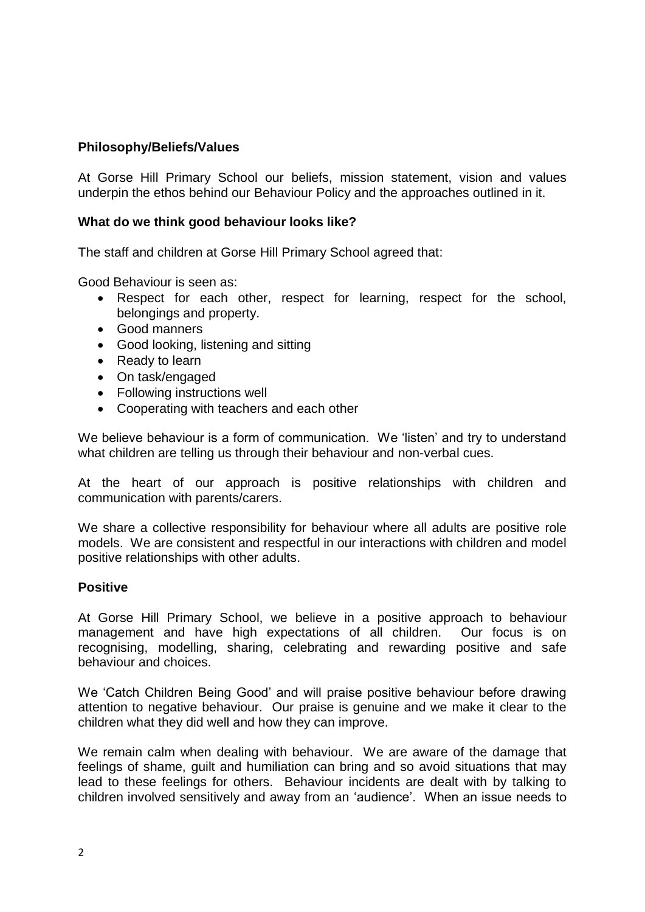**Philosophy/Beliefs/Values**

At Gorse Hill Primary School our beliefs, mission statement, vision and values underpin the ethos behind our Behaviour Policy and the approaches outlined in it.

**What do we think good behaviour looks like?**

The staff and children at Gorse Hill Primary School agreed that:

Good Behaviour is seen as:

- Respect for each other, respect for learning, respect for the school, belongings and property.
- Good manners
- Good looking, listening and sitting
- Ready to learn
- On task/engaged
- Following instructions well
- Cooperating with teachers and each other

We believe behaviour is a form of communication. We 'listen' and try to understand what children are telling us through their behaviour and non-verbal cues.

At the heart of our approach is positive relationships with children and communication with parents/carers.

We share a collective responsibility for behaviour where all adults are positive role models. We are consistent and respectful in our interactions with children and model positive relationships with other adults.

**Positive**

At Gorse Hill Primary School, we believe in a positive approach to behaviour management and have high expectations of all children. Our focus is on recognising, modelling, sharing, celebrating and rewarding positive and safe behaviour and choices.

We 'Catch Children Being Good' and will praise positive behaviour before drawing attention to negative behaviour. Our praise is genuine and we make it clear to the children what they did well and how they can improve.

We remain calm when dealing with behaviour. We are aware of the damage that feelings of shame, guilt and humiliation can bring and so avoid situations that may lead to these feelings for others. Behaviour incidents are dealt with by talking to children involved sensitively and away from an 'audience'. When an issue needs to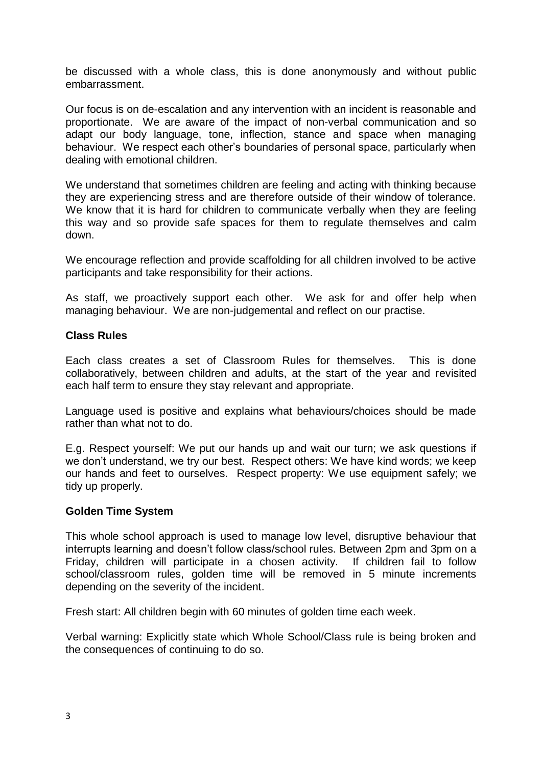be discussed with a whole class, this is done anonymously and without public embarrassment.

Our focus is on de-escalation and any intervention with an incident is reasonable and proportionate. We are aware of the impact of non-verbal communication and so adapt our body language, tone, inflection, stance and space when managing behaviour. We respect each other's boundaries of personal space, particularly when dealing with emotional children.

We understand that sometimes children are feeling and acting with thinking because they are experiencing stress and are therefore outside of their window of tolerance. We know that it is hard for children to communicate verbally when they are feeling this way and so provide safe spaces for them to regulate themselves and calm down.

We encourage reflection and provide scaffolding for all children involved to be active participants and take responsibility for their actions.

As staff, we proactively support each other. We ask for and offer help when managing behaviour. We are non-judgemental and reflect on our practise.

**Class Rules**

Each class creates a set of Classroom Rules for themselves. This is done collaboratively, between children and adults, at the start of the year and revisited each half term to ensure they stay relevant and appropriate.

Language used is positive and explains what behaviours/choices should be made rather than what not to do.

E.g. Respect yourself: We put our hands up and wait our turn; we ask questions if we don't understand, we try our best. Respect others: We have kind words; we keep our hands and feet to ourselves. Respect property: We use equipment safely; we tidy up properly.

**Golden Time System**

This whole school approach is used to manage low level, disruptive behaviour that interrupts learning and doesn't follow class/school rules. Between 2pm and 3pm on a Friday, children will participate in a chosen activity. If children fail to follow school/classroom rules, golden time will be removed in 5 minute increments depending on the severity of the incident.

Fresh start: All children begin with 60 minutes of golden time each week.

Verbal warning: Explicitly state which Whole School/Class rule is being broken and the consequences of continuing to do so.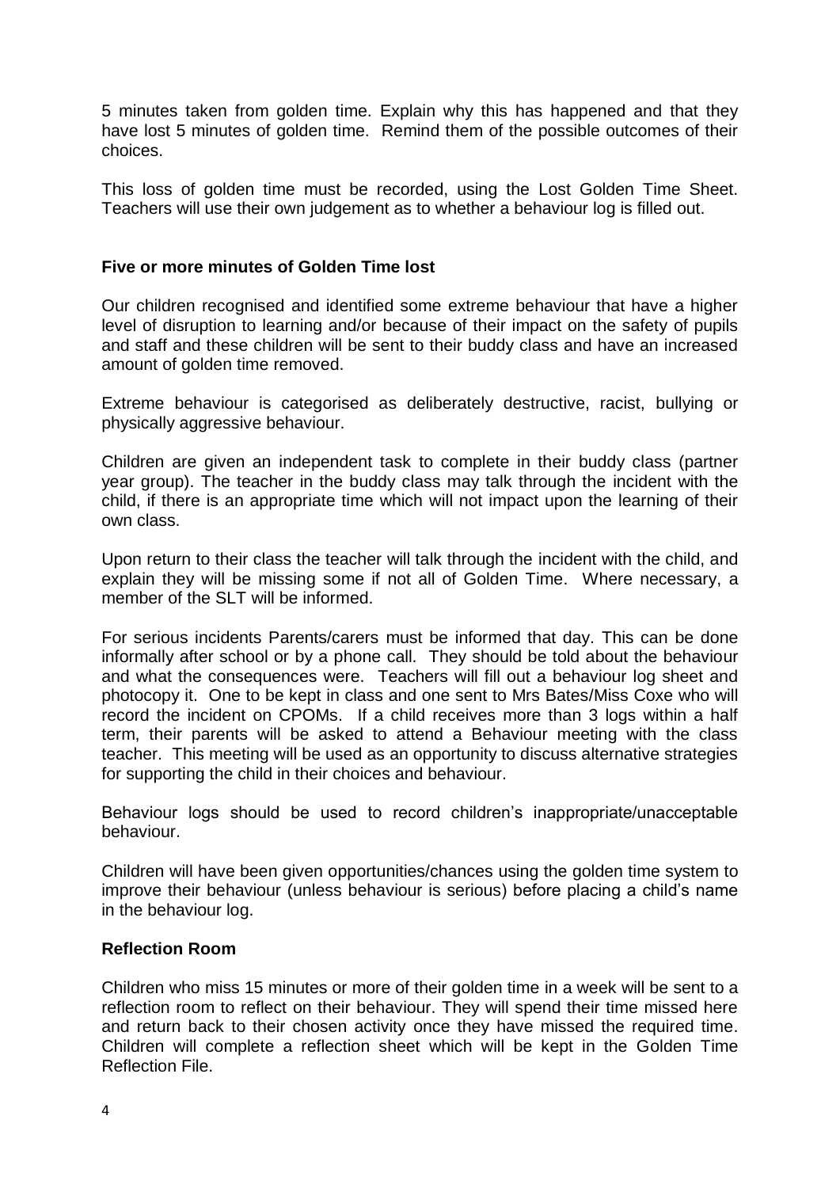5 minutes taken from golden time. Explain why this has happened and that they have lost 5 minutes of golden time. Remind them of the possible outcomes of their choices.

This loss of golden time must be recorded, using the Lost Golden Time Sheet. Teachers will use their own judgement as to whether a behaviour log is filled out.

**Five or more minutes of Golden Time lost**

Our children recognised and identified some extreme behaviour that have a higher level of disruption to learning and/or because of their impact on the safety of pupils and staff and these children will be sent to their buddy class and have an increased amount of golden time removed.

Extreme behaviour is categorised as deliberately destructive, racist, bullying or physically aggressive behaviour.

Children are given an independent task to complete in their buddy class (partner year group). The teacher in the buddy class may talk through the incident with the child, if there is an appropriate time which will not impact upon the learning of their own class.

Upon return to their class the teacher will talk through the incident with the child, and explain they will be missing some if not all of Golden Time. Where necessary, a member of the SLT will be informed.

For serious incidents Parents/carers must be informed that day. This can be done informally after school or by a phone call. They should be told about the behaviour and what the consequences were. Teachers will fill out a behaviour log sheet and photocopy it. One to be kept in class and one sent to Mrs Bates/Miss Coxe who will record the incident on CPOMs. If a child receives more than 3 logs within a half term, their parents will be asked to attend a Behaviour meeting with the class teacher. This meeting will be used as an opportunity to discuss alternative strategies for supporting the child in their choices and behaviour.

Behaviour logs should be used to record children's inappropriate/unacceptable behaviour.

Children will have been given opportunities/chances using the golden time system to improve their behaviour (unless behaviour is serious) before placing a child's name in the behaviour log.

**Reflection Room**

Children who miss 15 minutes or more of their golden time in a week will be sent to a reflection room to reflect on their behaviour. They will spend their time missed here and return back to their chosen activity once they have missed the required time. Children will complete a reflection sheet which will be kept in the Golden Time Reflection File.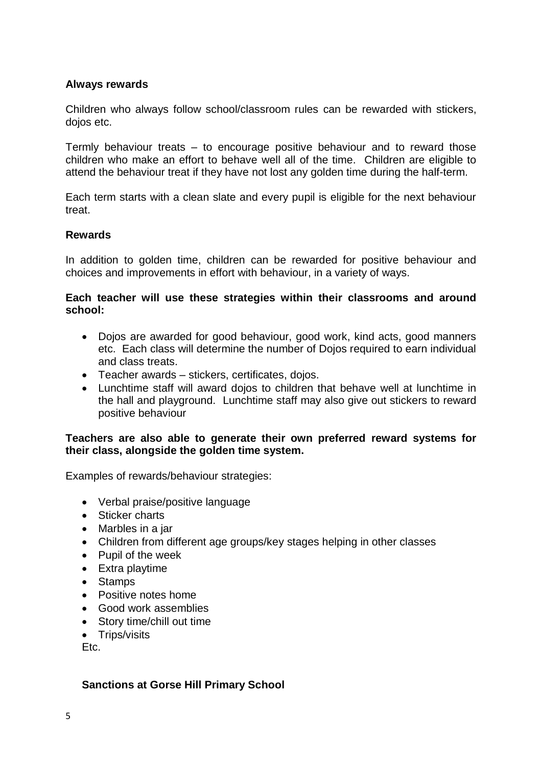**Always rewards**

Children who always follow school/classroom rules can be rewarded with stickers, dojos etc.

Termly behaviour treats – to encourage positive behaviour and to reward those children who make an effort to behave well all of the time. Children are eligible to attend the behaviour treat if they have not lost any golden time during the half-term.

Each term starts with a clean slate and every pupil is eligible for the next behaviour treat.

**Rewards**

In addition to golden time, children can be rewarded for positive behaviour and choices and improvements in effort with behaviour, in a variety of ways.

**Each teacher will use these strategies within their classrooms and around school:**

- Dojos are awarded for good behaviour, good work, kind acts, good manners etc. Each class will determine the number of Dojos required to earn individual and class treats.
- Teacher awards – stickers, certificates, dojos.
- Lunchtime staff will award dojos to children that behave well at lunchtime in the hall and playground. Lunchtime staff may also give out stickers to reward positive behaviour

**Teachers are also able to generate their own preferred reward systems for their class, alongside the golden time system.**

Examples of rewards/behaviour strategies:

- Verbal praise/positive language
- Sticker charts
- Marbles in a jar
- Children from different age groups/key stages helping in other classes
- Pupil of the week
- Extra playtime
- Stamps
- Positive notes home
- Good work assemblies
- Story time/chill out time
- Trips/visits

Etc.

**Sanctions at Gorse Hill Primary School**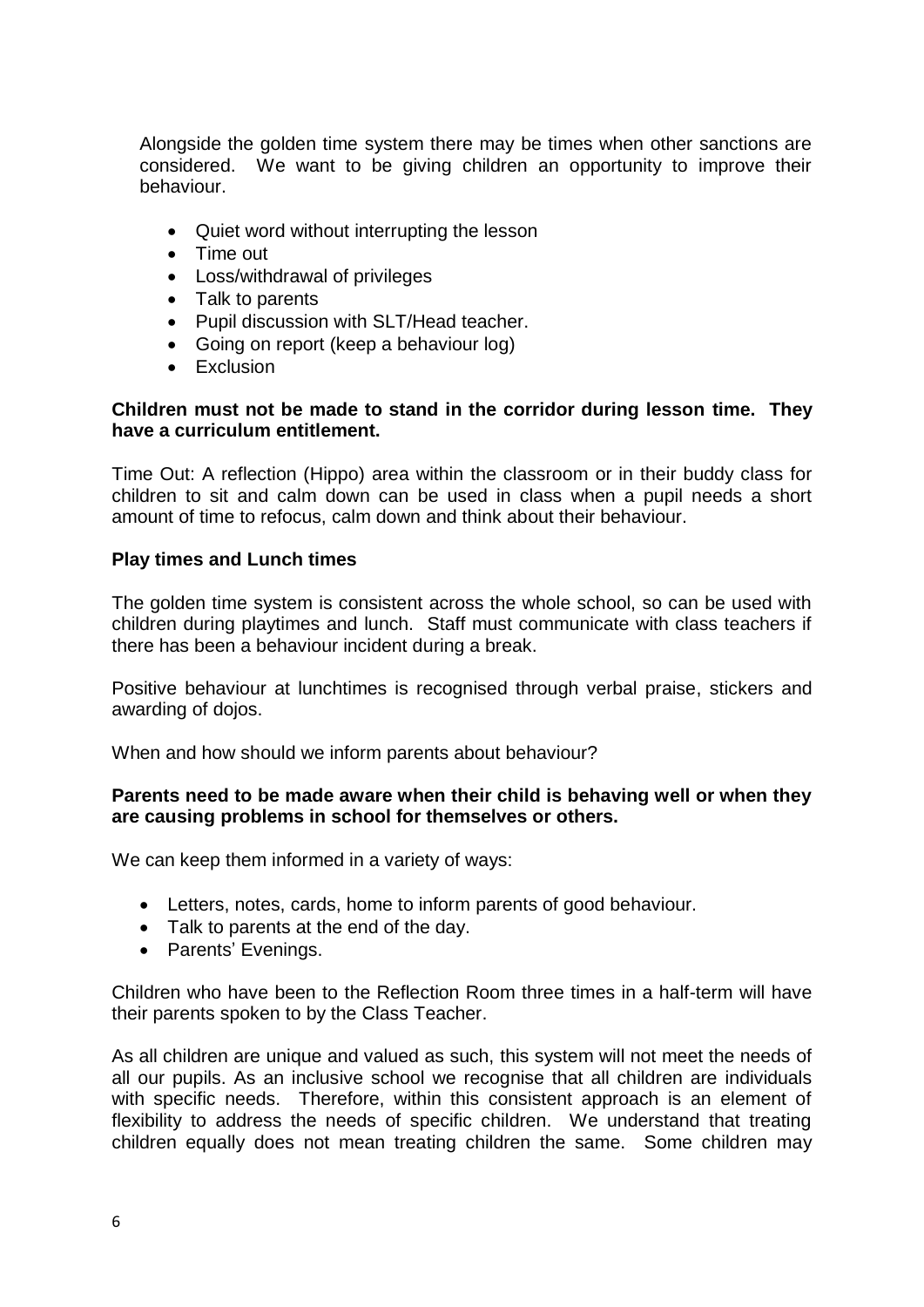Alongside the golden time system there may be times when other sanctions are considered. We want to be giving children an opportunity to improve their behaviour.

- Quiet word without interrupting the lesson
- Time out
- Loss/withdrawal of privileges
- Talk to parents
- Pupil discussion with SLT/Head teacher.
- Going on report (keep a behaviour log)
- Exclusion

**Children must not be made to stand in the corridor during lesson time. They have a curriculum entitlement.**

Time Out: A reflection (Hippo) area within the classroom or in their buddy class for children to sit and calm down can be used in class when a pupil needs a short amount of time to refocus, calm down and think about their behaviour.

**Play times and Lunch times**

The golden time system is consistent across the whole school, so can be used with children during playtimes and lunch. Staff must communicate with class teachers if there has been a behaviour incident during a break.

Positive behaviour at lunchtimes is recognised through verbal praise, stickers and awarding of dojos.

When and how should we inform parents about behaviour?

**Parents need to be made aware when their child is behaving well or when they are causing problems in school for themselves or others.**

We can keep them informed in a variety of ways:

- Letters, notes, cards, home to inform parents of good behaviour.
- Talk to parents at the end of the day.
- Parents' Evenings.

Children who have been to the Reflection Room three times in a half-term will have their parents spoken to by the Class Teacher.

As all children are unique and valued as such, this system will not meet the needs of all our pupils. As an inclusive school we recognise that all children are individuals with specific needs. Therefore, within this consistent approach is an element of flexibility to address the needs of specific children. We understand that treating children equally does not mean treating children the same. Some children may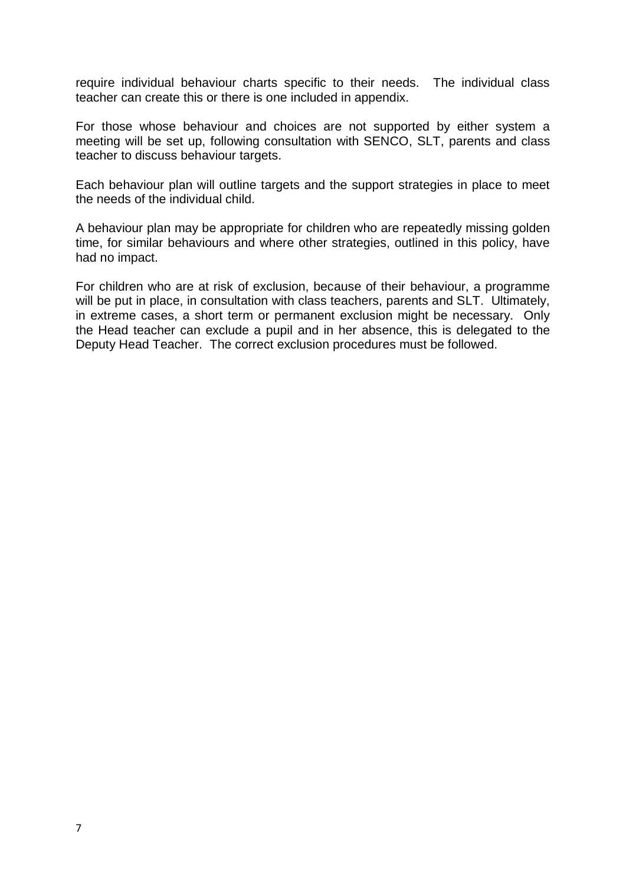require individual behaviour charts specific to their needs. The individual class teacher can create this or there is one included in appendix.

For those whose behaviour and choices are not supported by either system a meeting will be set up, following consultation with SENCO, SLT, parents and class teacher to discuss behaviour targets.

Each behaviour plan will outline targets and the support strategies in place to meet the needs of the individual child.

A behaviour plan may be appropriate for children who are repeatedly missing golden time, for similar behaviours and where other strategies, outlined in this policy, have had no impact.

For children who are at risk of exclusion, because of their behaviour, a programme will be put in place, in consultation with class teachers, parents and SLT. Ultimately, in extreme cases, a short term or permanent exclusion might be necessary. Only the Head teacher can exclude a pupil and in her absence, this is delegated to the Deputy Head Teacher. The correct exclusion procedures must be followed.